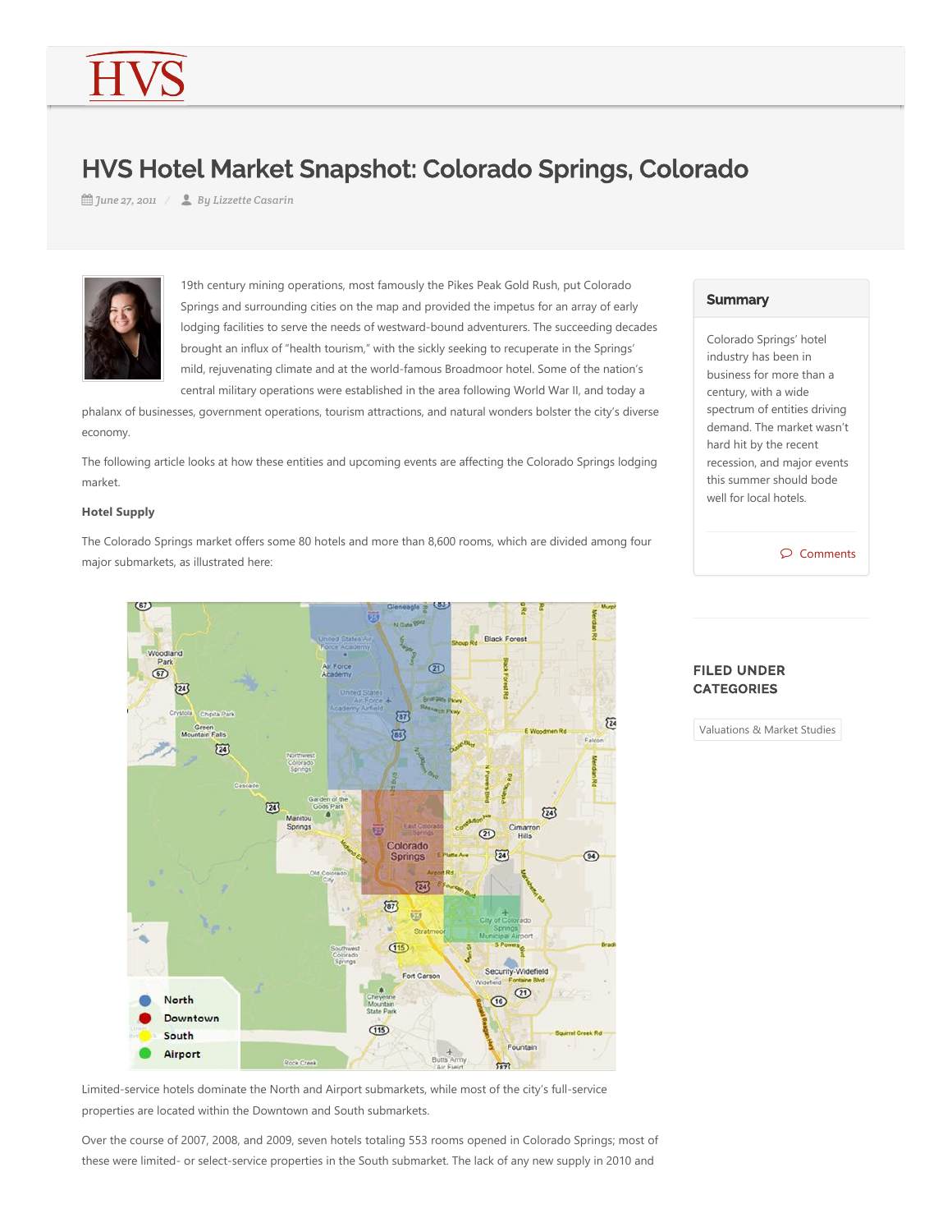# HVS Hotel Market Snapshot: Colorado Springs, Colorado

June 27, 2011 / By Lizzette Casarin

19th century mining operations, most famously the Pikes Peak Gold Rush, put Colorado Springs and surrounding cities on the map and provided the impetus for an array of early lodging facilities to serve the needs of westward-bound adventurers. The succeeding decades brought an influx of "health tourism," with the sickly seeking to recuperate in the Springs' mild, rejuvenating climate and at the world-famous Broadmoor hotel. Some of the nation's central military operations were established in the area following World War II, and today a phalanx of businesses, government operations, tourism attractions, and natural wonders bolster the city's diverse economy.

The following article looks at how these entities and upcoming events are affecting the Colorado Springs lodging market.

**Hotel Supply**

The Colorado Springs market offers some 80 hotels and more than 8,600 rooms, which are divided among four major submarkets, as illustrated here:

Limited-service hotels dominate the North and Airport submarkets, while most of the city's full-service properties are located within the Downtown and South submarkets.

Over the course of 2007, 2008, and 2009, seven hotels totaling 553 rooms opened in Colorado Springs; most of these were limited- or select-service properties in the South submarket. The lack of any new supply in 2010 and

## Summary

Colorado Springs' hotel industry has been in business for more than a century, with a wide spectrum of entities driving demand. The market wasn't hard hit by the recent recession, and major events this summer should bode well for local hotels.

Comments

## FILED UNDER CATEGORIES

Valuations & Market Studies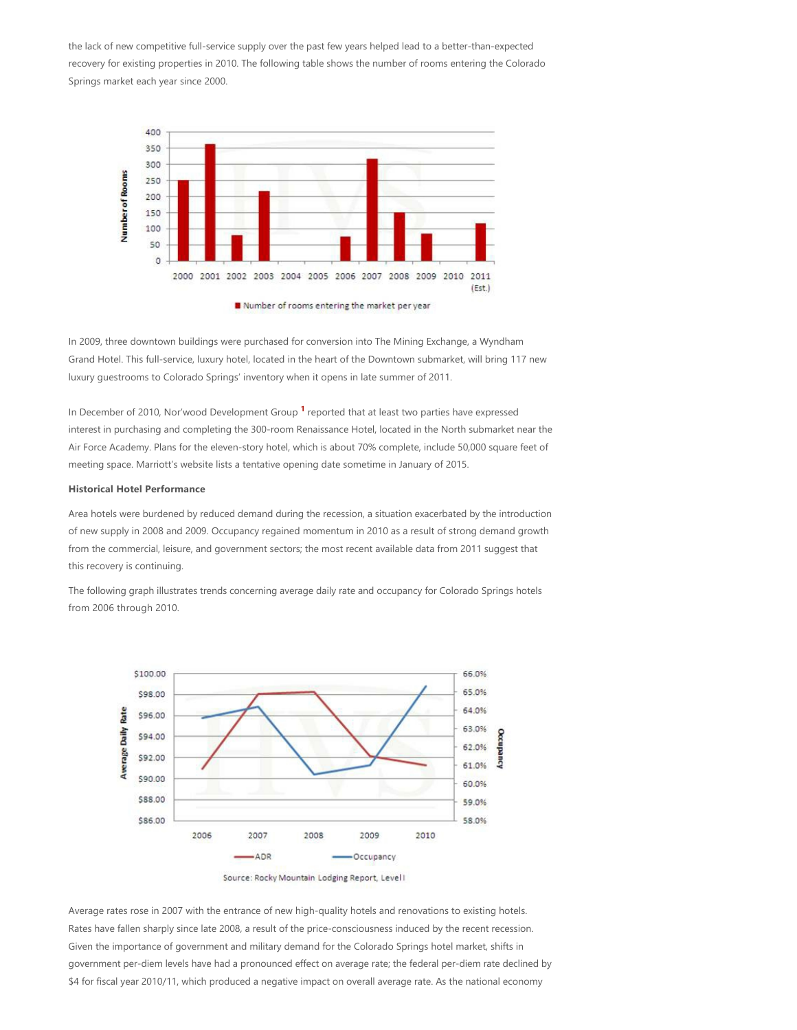the lack of new competitive full-service supply over the past few years helped lead to a better-than-expected recovery for existing properties in 2010. The following table shows the number of rooms entering the Colorado Springs market each year since 2000.

In 2009, three downtown buildings were purchased for conversion into The Mining Exchange, a Wyndham Grand Hotel. This full-service, luxury hotel, located in the heart of the Downtown submarket, will bring 117 new luxury guestrooms to Colorado Springs' inventory when it opens in late summer of 2011.

In December of 2010, Nor'wood Development Group [1] reported that at least two parties have expressed interest in purchasing and completing the 300-room Renaissance Hotel, located in the North submarket near the Air Force Academy. Plans for the eleven-story hotel, which is about 70% complete, include 50,000 square feet of meeting space. Marriott's website lists a tentative opening date sometime in January of 2015.

**Historical Hotel Performance**

Area hotels were burdened by reduced demand during the recession, a situation exacerbated by the introduction of new supply in 2008 and 2009. Occupancy regained momentum in 2010 as a result of strong demand growth from the commercial, leisure, and government sectors; the most recent available data from 2011 suggest that this recovery is continuing.

The following graph illustrates trends concerning average daily rate and occupancy for Colorado Springs hotels from 2006 through 2010.

Source: Rocky Mountain Lodging Report, Level I

Average rates rose in 2007 with the entrance of new high-quality hotels and renovations to existing hotels. Rates have fallen sharply since late 2008, a result of the price-consciousness induced by the recent recession. Given the importance of government and military demand for the Colorado Springs hotel market, shifts in government per-diem levels have had a pronounced effect on average rate; the federal per-diem rate declined by $4 for fiscal year 2010/11, which produced a negative impact on overall average rate. As the national economy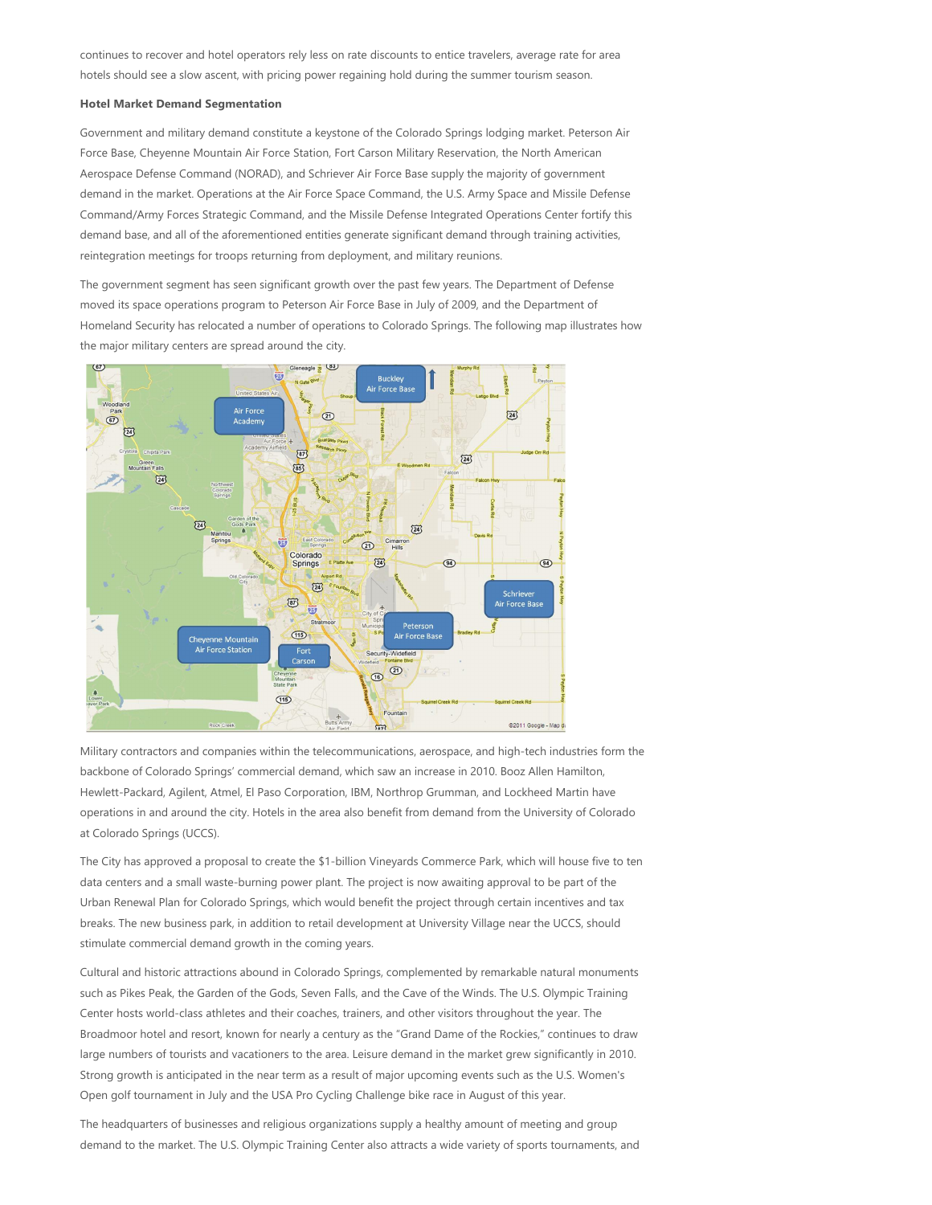continues to recover and hotel operators rely less on rate discounts to entice travelers, average rate for area hotels should see a slow ascent, with pricing power regaining hold during the summer tourism season.

**Hotel Market Demand Segmentation**

Government and military demand constitute a keystone of the Colorado Springs lodging market. Peterson Air Force Base, Cheyenne Mountain Air Force Station, Fort Carson Military Reservation, the North American Aerospace Defense Command (NORAD), and Schriever Air Force Base supply the majority of government demand in the market. Operations at the Air Force Space Command, the U.S. Army Space and Missile Defense Command/Army Forces Strategic Command, and the Missile Defense Integrated Operations Center fortify this demand base, and all of the aforementioned entities generate significant demand through training activities, reintegration meetings for troops returning from deployment, and military reunions.

The government segment has seen significant growth over the past few years. The Department of Defense moved its space operations program to Peterson Air Force Base in July of 2009, and the Department of Homeland Security has relocated a number of operations to Colorado Springs. The following map illustrates how the major military centers are spread around the city.

Military contractors and companies within the telecommunications, aerospace, and high-tech industries form the backbone of Colorado Springs' commercial demand, which saw an increase in 2010. Booz Allen Hamilton, Hewlett-Packard, Agilent, Atmel, El Paso Corporation, IBM, Northrop Grumman, and Lockheed Martin have operations in and around the city. Hotels in the area also benefit from demand from the University of Colorado at Colorado Springs (UCCS).

The City has approved a proposal to create the $1-billion Vineyards Commerce Park, which will house five to ten data centers and a small waste-burning power plant. The project is now awaiting approval to be part of the Urban Renewal Plan for Colorado Springs, which would benefit the project through certain incentives and tax breaks. The new business park, in addition to retail development at University Village near the UCCS, should stimulate commercial demand growth in the coming years.

Cultural and historic attractions abound in Colorado Springs, complemented by remarkable natural monuments such as Pikes Peak, the Garden of the Gods, Seven Falls, and the Cave of the Winds. The U.S. Olympic Training Center hosts world-class athletes and their coaches, trainers, and other visitors throughout the year. The Broadmoor hotel and resort, known for nearly a century as the "Grand Dame of the Rockies," continues to draw large numbers of tourists and vacationers to the area. Leisure demand in the market grew significantly in 2010. Strong growth is anticipated in the near term as a result of major upcoming events such as the U.S. Women's Open golf tournament in July and the USA Pro Cycling Challenge bike race in August of this year.

The headquarters of businesses and religious organizations supply a healthy amount of meeting and group demand to the market. The U.S. Olympic Training Center also attracts a wide variety of sports tournaments, and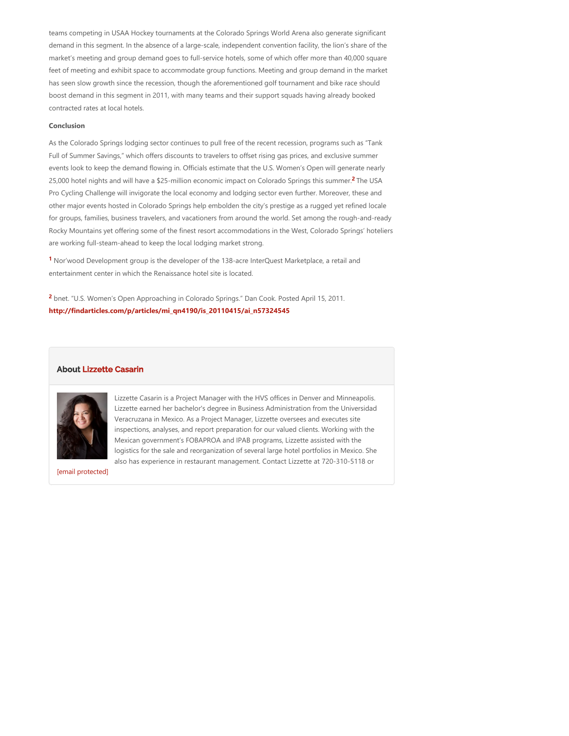teams competing in USAA Hockey tournaments at the Colorado Springs World Arena also generate significant demand in this segment. In the absence of a large-scale, independent convention facility, the lion's share of the market's meeting and group demand goes to full-service hotels, some of which offer more than 40,000 square feet of meeting and exhibit space to accommodate group functions. Meeting and group demand in the market has seen slow growth since the recession, though the aforementioned golf tournament and bike race should boost demand in this segment in 2011, with many teams and their support squads having already booked contracted rates at local hotels.

**Conclusion**

As the Colorado Springs lodging sector continues to pull free of the recent recession, programs such as "Tank Full of Summer Savings," which offers discounts to travelers to offset rising gas prices, and exclusive summer events look to keep the demand flowing in. Officials estimate that the U.S. Women's Open will generate nearly 25,000 hotel nights and will have a $25-million economic impact on Colorado Springs this summer.[2] The USA Pro Cycling Challenge will invigorate the local economy and lodging sector even further. Moreover, these and other major events hosted in Colorado Springs help embolden the city's prestige as a rugged yet refined locale for groups, families, business travelers, and vacationers from around the world. Set among the rough-and-ready Rocky Mountains yet offering some of the finest resort accommodations in the West, Colorado Springs' hoteliers are working full-steam-ahead to keep the local lodging market strong.

[1] Nor'wood Development group is the developer of the 138-acre InterQuest Marketplace, a retail and entertainment center in which the Renaissance hotel site is located.

[2] bnet. "U.S. Women's Open Approaching in Colorado Springs." Dan Cook. Posted April 15, 2011. **http://findarticles.com/p/articles/mi_qn4190/is_20110415/ai_n57324545**

### About Lizzette Casarin

Lizzette Casarin is a Project Manager with the HVS offices in Denver and Minneapolis. Lizzette earned her bachelor's degree in Business Administration from the Universidad Veracruzana in Mexico. As a Project Manager, Lizzette oversees and executes site inspections, analyses, and report preparation for our valued clients. Working with the Mexican government's FOBAPROA and IPAB programs, Lizzette assisted with the logistics for the sale and reorganization of several large hotel portfolios in Mexico. She also has experience in restaurant management. Contact Lizzette at 720-310-5118 or [email protected]